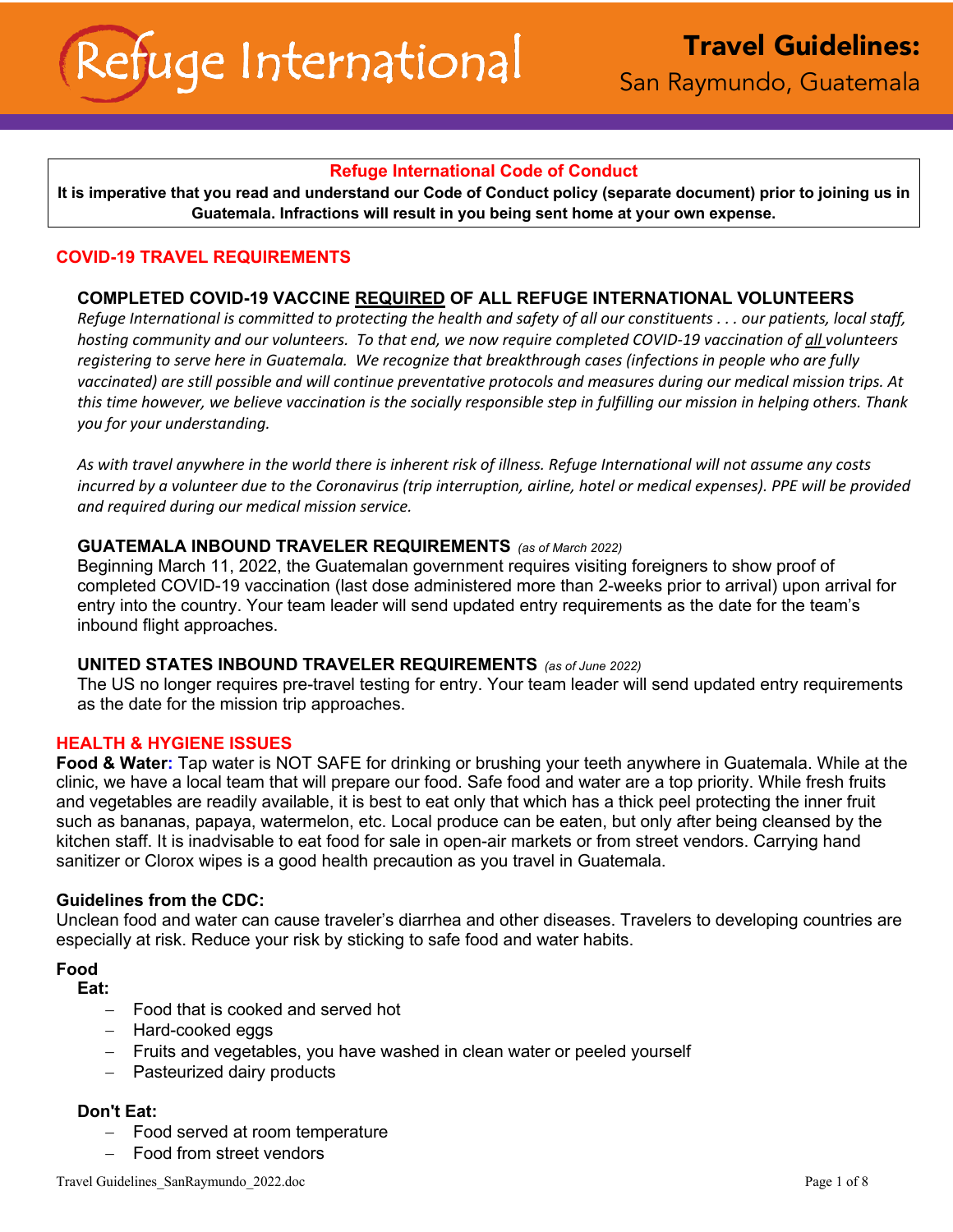# Refuge International

## Travel Guidelines: San Raymundo, Guatemala

**Refuge International Code of Conduct**

**It is imperative that you read and understand our Code of Conduct policy (separate document) prior to joining us in Guatemala. Infractions will result in you being sent home at your own expense.**

## COVID-19 TRAVEL REQUIREMENTS

### COMPLETED COVID-19 VACCINE REQUIRED OF ALL REFUGE INTERNATIONAL VOLUNTEERS

*Refuge International is committed to protecting the health and safety of all our constituents . . . our patients, local staff, hosting community and our volunteers. To that end, we now require completed COVID-19 vaccination of all volunteers registering to serve here in Guatemala. We recognize that breakthrough cases (infections in people who are fully vaccinated) are still possible and will continue preventative protocols and measures during our medical mission trips. At this time however, we believe vaccination is the socially responsible step in fulfilling our mission in helping others. Thank you for your understanding.*

*As with travel anywhere in the world there is inherent risk of illness. Refuge International will not assume any costs incurred by a volunteer due to the Coronavirus (trip interruption, airline, hotel or medical expenses). PPE will be provided and required during our medical mission service.*

### GUATEMALA INBOUND TRAVELER REQUIREMENTS *(as of March 2022)*

Beginning March 11, 2022, the Guatemalan government requires visiting foreigners to show proof of completed COVID-19 vaccination (last dose administered more than 2-weeks prior to arrival) upon arrival for entry into the country. Your team leader will send updated entry requirements as the date for the team's inbound flight approaches.

### UNITED STATES INBOUND TRAVELER REQUIREMENTS *(as of June 2022)*

The US no longer requires pre-travel testing for entry. Your team leader will send updated entry requirements as the date for the mission trip approaches.

## HEALTH & HYGIENE ISSUES

**Food & Water:** Tap water is NOT SAFE for drinking or brushing your teeth anywhere in Guatemala. While at the clinic, we have a local team that will prepare our food. Safe food and water are a top priority. While fresh fruits and vegetables are readily available, it is best to eat only that which has a thick peel protecting the inner fruit such as bananas, papaya, watermelon, etc. Local produce can be eaten, but only after being cleansed by the kitchen staff. It is inadvisable to eat food for sale in open-air markets or from street vendors. Carrying hand sanitizer or Clorox wipes is a good health precaution as you travel in Guatemala.

**Guidelines from the CDC:**

Unclean food and water can cause traveler's diarrhea and other diseases. Travelers to developing countries are especially at risk. Reduce your risk by sticking to safe food and water habits.

**Food**

**Eat:**

- Food that is cooked and served hot
- Hard-cooked eggs
- Fruits and vegetables, you have washed in clean water or peeled yourself
- Pasteurized dairy products

**Don't Eat:**

- Food served at room temperature
- Food from street vendors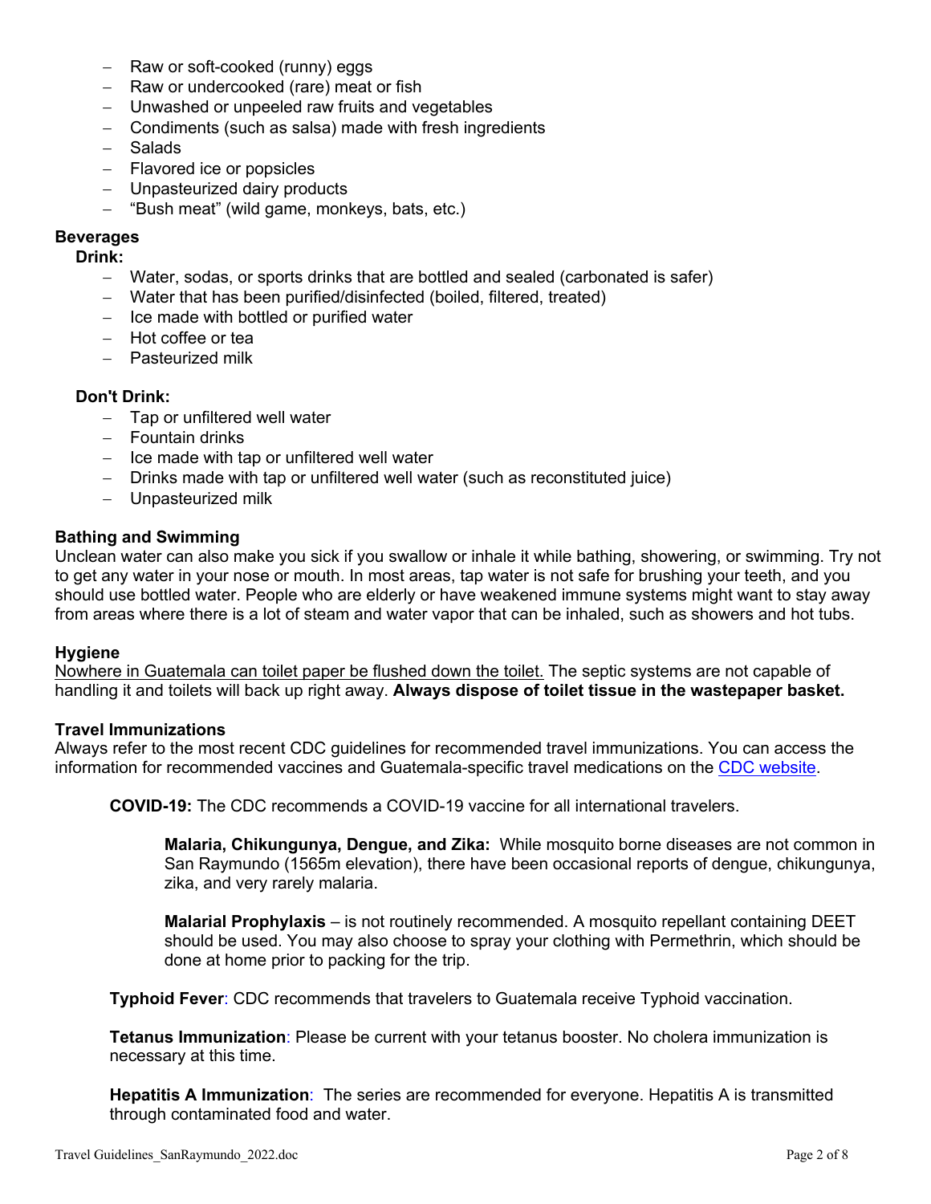- Raw or soft-cooked (runny) eggs
- Raw or undercooked (rare) meat or fish
- Unwashed or unpeeled raw fruits and vegetables
- Condiments (such as salsa) made with fresh ingredients
- Salads
- Flavored ice or popsicles
- Unpasteurized dairy products
- "Bush meat" (wild game, monkeys, bats, etc.)

**Beverages**

**Drink:**

- Water, sodas, or sports drinks that are bottled and sealed (carbonated is safer)
- Water that has been purified/disinfected (boiled, filtered, treated)
- Ice made with bottled or purified water
- Hot coffee or tea
- Pasteurized milk

**Don't Drink:**

- Tap or unfiltered well water
- Fountain drinks
- Ice made with tap or unfiltered well water
- Drinks made with tap or unfiltered well water (such as reconstituted juice)
- Unpasteurized milk

**Bathing and Swimming**

Unclean water can also make you sick if you swallow or inhale it while bathing, showering, or swimming. Try not to get any water in your nose or mouth. In most areas, tap water is not safe for brushing your teeth, and you should use bottled water. People who are elderly or have weakened immune systems might want to stay away from areas where there is a lot of steam and water vapor that can be inhaled, such as showers and hot tubs.

**Hygiene**

Nowhere in Guatemala can toilet paper be flushed down the toilet. The septic systems are not capable of handling it and toilets will back up right away. **Always dispose of toilet tissue in the wastepaper basket.**

**Travel Immunizations**

Always refer to the most recent CDC guidelines for recommended travel immunizations. You can access the information for recommended vaccines and Guatemala-specific travel medications on the CDC website.

**COVID-19:** The CDC recommends a COVID-19 vaccine for all international travelers.

**Malaria, Chikungunya, Dengue, and Zika:** While mosquito borne diseases are not common in San Raymundo (1565m elevation), there have been occasional reports of dengue, chikungunya, zika, and very rarely malaria.

**Malarial Prophylaxis** – is not routinely recommended. A mosquito repellant containing DEET should be used. You may also choose to spray your clothing with Permethrin, which should be done at home prior to packing for the trip.

**Typhoid Fever**: CDC recommends that travelers to Guatemala receive Typhoid vaccination.

**Tetanus Immunization**: Please be current with your tetanus booster. No cholera immunization is necessary at this time.

**Hepatitis A Immunization**: The series are recommended for everyone. Hepatitis A is transmitted through contaminated food and water.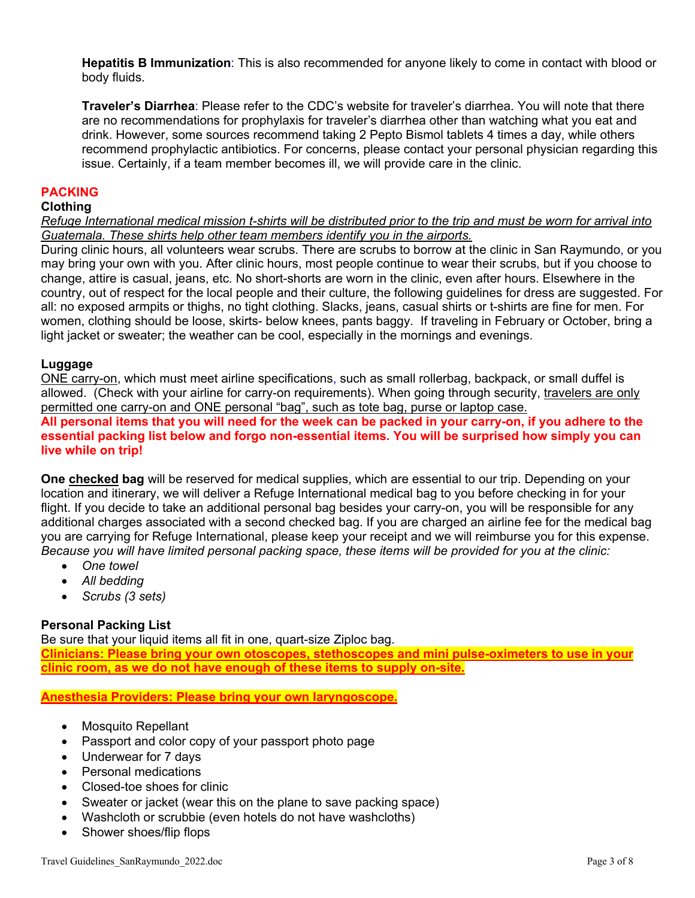**Hepatitis B Immunization**: This is also recommended for anyone likely to come in contact with blood or body fluids.

**Traveler's Diarrhea**: Please refer to the CDC's website for traveler's diarrhea. You will note that there are no recommendations for prophylaxis for traveler's diarrhea other than watching what you eat and drink. However, some sources recommend taking 2 Pepto Bismol tablets 4 times a day, while others recommend prophylactic antibiotics. For concerns, please contact your personal physician regarding this issue. Certainly, if a team member becomes ill, we will provide care in the clinic.

## PACKING

### Clothing

*Refuge International medical mission t-shirts will be distributed prior to the trip and must be worn for arrival into Guatemala. These shirts help other team members identify you in the airports.*

During clinic hours, all volunteers wear scrubs. There are scrubs to borrow at the clinic in San Raymundo, or you may bring your own with you. After clinic hours, most people continue to wear their scrubs, but if you choose to change, attire is casual, jeans, etc. No short-shorts are worn in the clinic, even after hours. Elsewhere in the country, out of respect for the local people and their culture, the following guidelines for dress are suggested. For all: no exposed armpits or thighs, no tight clothing. Slacks, jeans, casual shirts or t-shirts are fine for men. For women, clothing should be loose, skirts- below knees, pants baggy. If traveling in February or October, bring a light jacket or sweater; the weather can be cool, especially in the mornings and evenings.

### Luggage

ONE carry-on, which must meet airline specifications, such as small rollerbag, backpack, or small duffel is allowed. (Check with your airline for carry-on requirements). When going through security, travelers are only permitted one carry-on and ONE personal "bag", such as tote bag, purse or laptop case.

**All personal items that you will need for the week can be packed in your carry-on, if you adhere to the essential packing list below and forgo non-essential items. You will be surprised how simply you can live while on trip!**

**One checked bag** will be reserved for medical supplies, which are essential to our trip. Depending on your location and itinerary, we will deliver a Refuge International medical bag to you before checking in for your flight. If you decide to take an additional personal bag besides your carry-on, you will be responsible for any additional charges associated with a second checked bag. If you are charged an airline fee for the medical bag you are carrying for Refuge International, please keep your receipt and we will reimburse you for this expense. *Because you will have limited personal packing space, these items will be provided for you at the clinic:*

- *One towel*
- *All bedding*
- *Scrubs (3 sets)*

### Personal Packing List

Be sure that your liquid items all fit in one, quart-size Ziploc bag.

**Clinicians: Please bring your own otoscopes, stethoscopes and mini pulse-oximeters to use in your clinic room, as we do not have enough of these items to supply on-site.**

**Anesthesia Providers: Please bring your own laryngoscope.**

- Mosquito Repellant
- Passport and color copy of your passport photo page
- Underwear for 7 days
- Personal medications
- Closed-toe shoes for clinic
- Sweater or jacket (wear this on the plane to save packing space)
- Washcloth or scrubbie (even hotels do not have washcloths)
- Shower shoes/flip flops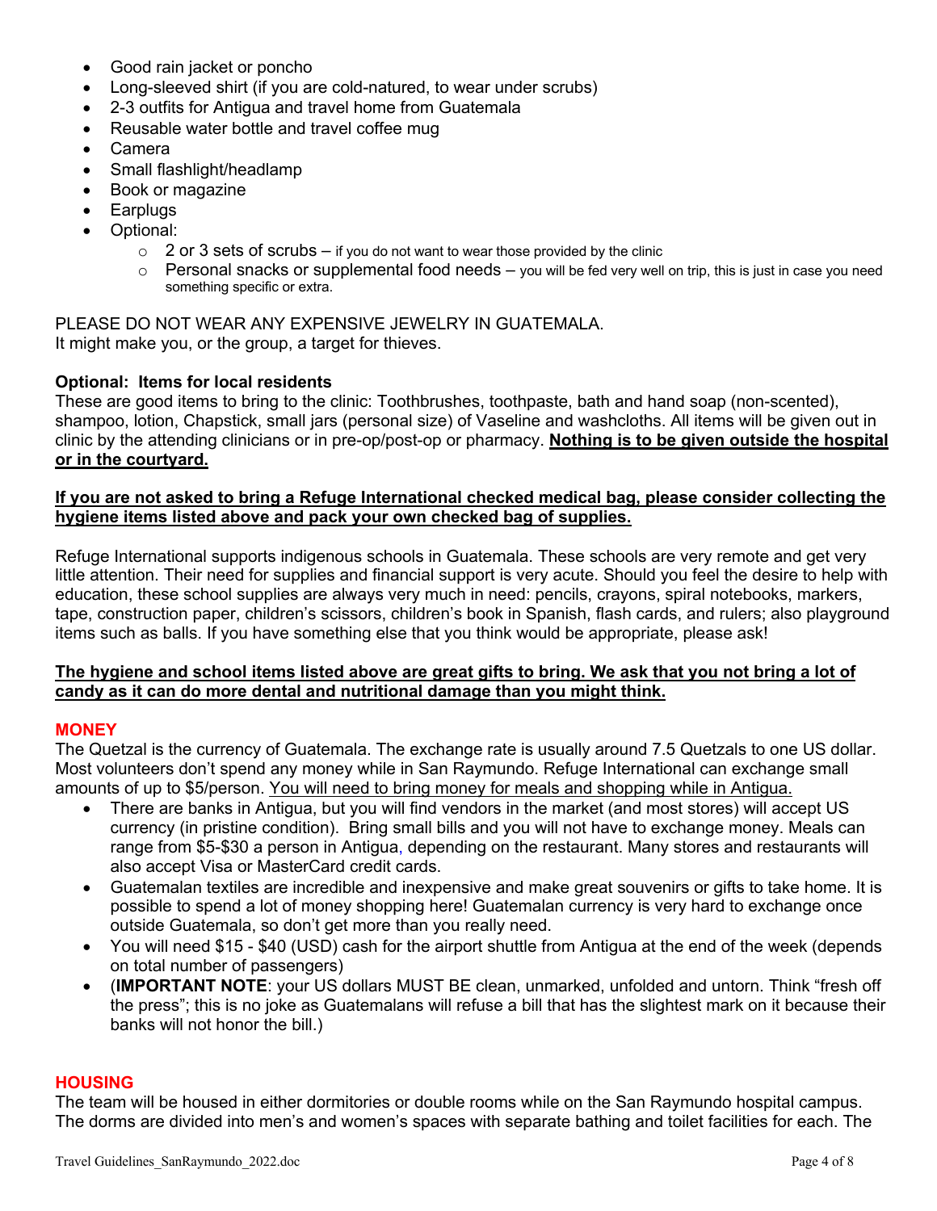- Good rain jacket or poncho
- Long-sleeved shirt (if you are cold-natured, to wear under scrubs)
- 2-3 outfits for Antigua and travel home from Guatemala
- Reusable water bottle and travel coffee mug
- Camera
- Small flashlight/headlamp
- Book or magazine
- Earplugs
- Optional:
  - 2 or 3 sets of scrubs – if you do not want to wear those provided by the clinic
  - Personal snacks or supplemental food needs – you will be fed very well on trip, this is just in case you need something specific or extra.

PLEASE DO NOT WEAR ANY EXPENSIVE JEWELRY IN GUATEMALA.
It might make you, or the group, a target for thieves.

**Optional: Items for local residents**
These are good items to bring to the clinic: Toothbrushes, toothpaste, bath and hand soap (non-scented), shampoo, lotion, Chapstick, small jars (personal size) of Vaseline and washcloths. All items will be given out in clinic by the attending clinicians or in pre-op/post-op or pharmacy. **Nothing is to be given outside the hospital or in the courtyard.**

**If you are not asked to bring a Refuge International checked medical bag, please consider collecting the hygiene items listed above and pack your own checked bag of supplies.**

Refuge International supports indigenous schools in Guatemala. These schools are very remote and get very little attention. Their need for supplies and financial support is very acute. Should you feel the desire to help with education, these school supplies are always very much in need: pencils, crayons, spiral notebooks, markers, tape, construction paper, children's scissors, children's book in Spanish, flash cards, and rulers; also playground items such as balls. If you have something else that you think would be appropriate, please ask!

**The hygiene and school items listed above are great gifts to bring. We ask that you not bring a lot of candy as it can do more dental and nutritional damage than you might think.**

## MONEY

The Quetzal is the currency of Guatemala. The exchange rate is usually around 7.5 Quetzals to one US dollar. Most volunteers don't spend any money while in San Raymundo. Refuge International can exchange small amounts of up to $5/person. You will need to bring money for meals and shopping while in Antigua.

- There are banks in Antigua, but you will find vendors in the market (and most stores) will accept US currency (in pristine condition). Bring small bills and you will not have to exchange money. Meals can range from $5-$30 a person in Antigua, depending on the restaurant. Many stores and restaurants will also accept Visa or MasterCard credit cards.
- Guatemalan textiles are incredible and inexpensive and make great souvenirs or gifts to take home. It is possible to spend a lot of money shopping here! Guatemalan currency is very hard to exchange once outside Guatemala, so don't get more than you really need.
- You will need $15 - $40 (USD) cash for the airport shuttle from Antigua at the end of the week (depends on total number of passengers)
- (**IMPORTANT NOTE**: your US dollars MUST BE clean, unmarked, unfolded and untorn. Think "fresh off the press"; this is no joke as Guatemalans will refuse a bill that has the slightest mark on it because their banks will not honor the bill.)

## HOUSING

The team will be housed in either dormitories or double rooms while on the San Raymundo hospital campus. The dorms are divided into men's and women's spaces with separate bathing and toilet facilities for each. The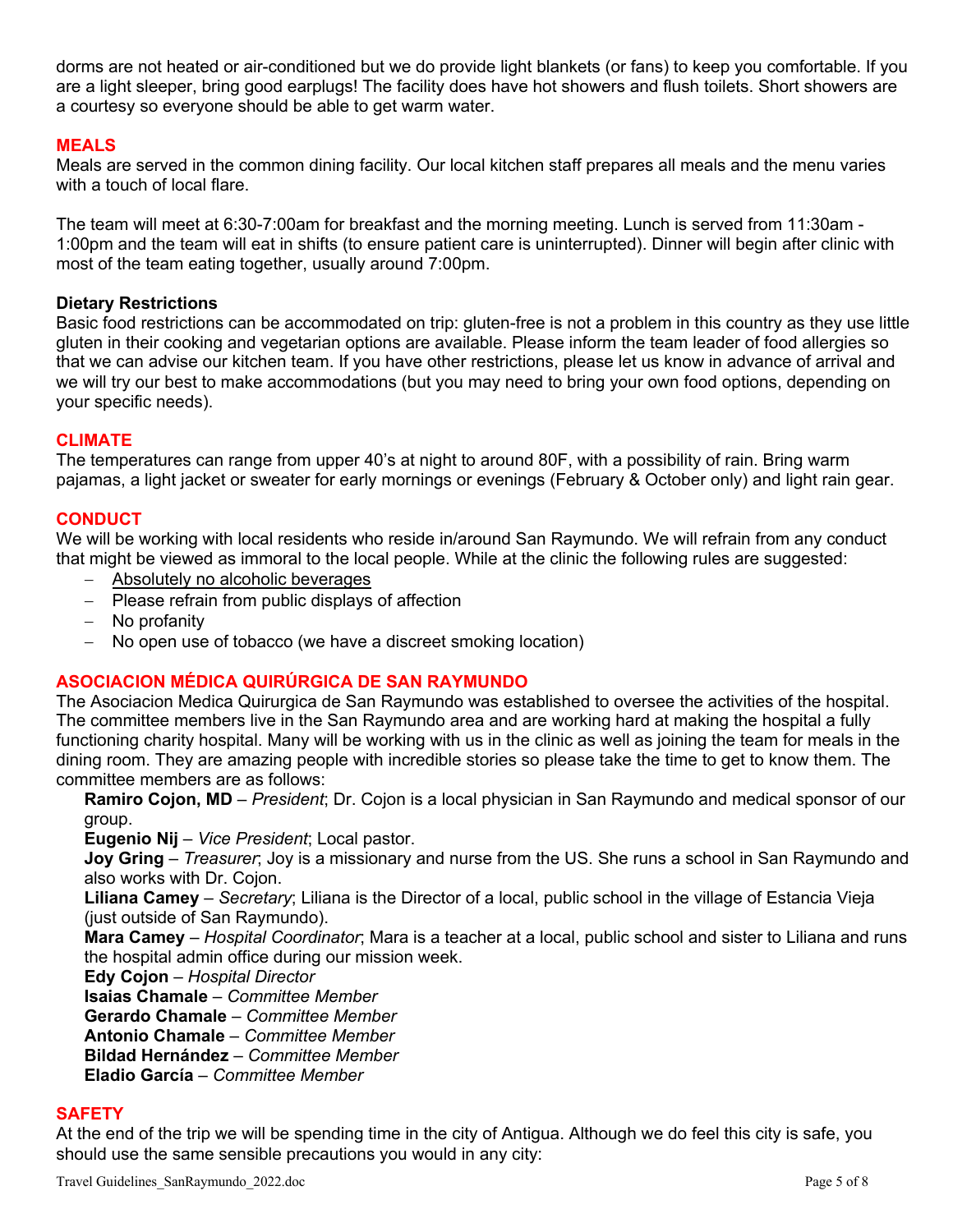dorms are not heated or air-conditioned but we do provide light blankets (or fans) to keep you comfortable. If you are a light sleeper, bring good earplugs! The facility does have hot showers and flush toilets. Short showers are a courtesy so everyone should be able to get warm water.

## MEALS

Meals are served in the common dining facility. Our local kitchen staff prepares all meals and the menu varies with a touch of local flare.

The team will meet at 6:30-7:00am for breakfast and the morning meeting. Lunch is served from 11:30am - 1:00pm and the team will eat in shifts (to ensure patient care is uninterrupted). Dinner will begin after clinic with most of the team eating together, usually around 7:00pm.

### Dietary Restrictions

Basic food restrictions can be accommodated on trip: gluten-free is not a problem in this country as they use little gluten in their cooking and vegetarian options are available. Please inform the team leader of food allergies so that we can advise our kitchen team. If you have other restrictions, please let us know in advance of arrival and we will try our best to make accommodations (but you may need to bring your own food options, depending on your specific needs).

## CLIMATE

The temperatures can range from upper 40's at night to around 80F, with a possibility of rain. Bring warm pajamas, a light jacket or sweater for early mornings or evenings (February & October only) and light rain gear.

## CONDUCT

We will be working with local residents who reside in/around San Raymundo. We will refrain from any conduct that might be viewed as immoral to the local people. While at the clinic the following rules are suggested:

- <u>Absolutely no alcoholic beverages</u>
- Please refrain from public displays of affection
- No profanity
- No open use of tobacco (we have a discreet smoking location)

## ASOCIACION MÉDICA QUIRÚRGICA DE SAN RAYMUNDO

The Asociacion Medica Quirurgica de San Raymundo was established to oversee the activities of the hospital. The committee members live in the San Raymundo area and are working hard at making the hospital a fully functioning charity hospital. Many will be working with us in the clinic as well as joining the team for meals in the dining room. They are amazing people with incredible stories so please take the time to get to know them. The committee members are as follows:

**Ramiro Cojon, MD** – *President*; Dr. Cojon is a local physician in San Raymundo and medical sponsor of our group.
**Eugenio Nij** – *Vice President*; Local pastor.
**Joy Gring** – *Treasurer*; Joy is a missionary and nurse from the US. She runs a school in San Raymundo and also works with Dr. Cojon.
**Liliana Camey** – *Secretary*; Liliana is the Director of a local, public school in the village of Estancia Vieja (just outside of San Raymundo).
**Mara Camey** – *Hospital Coordinator*; Mara is a teacher at a local, public school and sister to Liliana and runs the hospital admin office during our mission week.
**Edy Cojon** – *Hospital Director*
**Isaias Chamale** – *Committee Member*
**Gerardo Chamale** – *Committee Member*
**Antonio Chamale** – *Committee Member*
**Bildad Hernández** – *Committee Member*
**Eladio García** – *Committee Member*

## SAFETY

At the end of the trip we will be spending time in the city of Antigua. Although we do feel this city is safe, you should use the same sensible precautions you would in any city: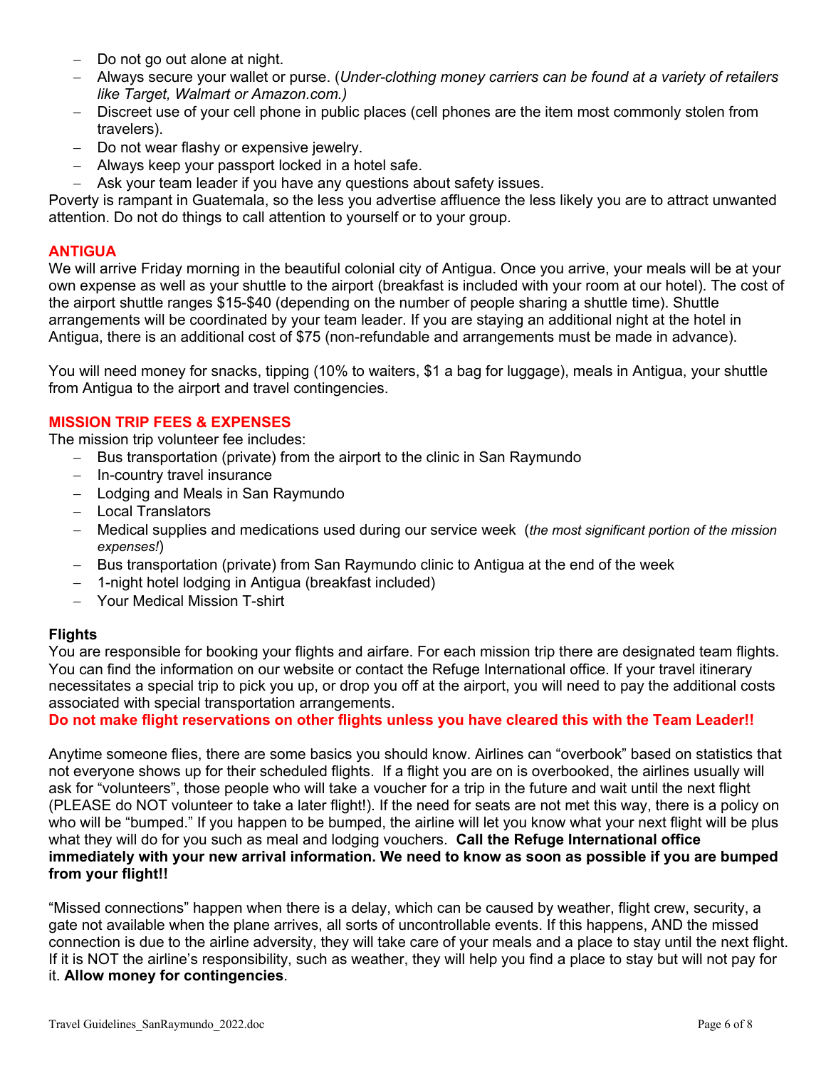- Do not go out alone at night.
- Always secure your wallet or purse. (*Under-clothing money carriers can be found at a variety of retailers like Target, Walmart or Amazon.com.)*
- Discreet use of your cell phone in public places (cell phones are the item most commonly stolen from travelers).
- Do not wear flashy or expensive jewelry.
- Always keep your passport locked in a hotel safe.
- Ask your team leader if you have any questions about safety issues.

Poverty is rampant in Guatemala, so the less you advertise affluence the less likely you are to attract unwanted attention. Do not do things to call attention to yourself or to your group.

## ANTIGUA

We will arrive Friday morning in the beautiful colonial city of Antigua. Once you arrive, your meals will be at your own expense as well as your shuttle to the airport (breakfast is included with your room at our hotel). The cost of the airport shuttle ranges $15-$40 (depending on the number of people sharing a shuttle time). Shuttle arrangements will be coordinated by your team leader. If you are staying an additional night at the hotel in Antigua, there is an additional cost of $75 (non-refundable and arrangements must be made in advance).

You will need money for snacks, tipping (10% to waiters, $1 a bag for luggage), meals in Antigua, your shuttle from Antigua to the airport and travel contingencies.

## MISSION TRIP FEES & EXPENSES

The mission trip volunteer fee includes:

- Bus transportation (private) from the airport to the clinic in San Raymundo
- In-country travel insurance
- Lodging and Meals in San Raymundo
- Local Translators
- Medical supplies and medications used during our service week (*the most significant portion of the mission expenses!*)
- Bus transportation (private) from San Raymundo clinic to Antigua at the end of the week
- 1-night hotel lodging in Antigua (breakfast included)
- Your Medical Mission T-shirt

### Flights

You are responsible for booking your flights and airfare. For each mission trip there are designated team flights. You can find the information on our website or contact the Refuge International office. If your travel itinerary necessitates a special trip to pick you up, or drop you off at the airport, you will need to pay the additional costs associated with special transportation arrangements.

**Do not make flight reservations on other flights unless you have cleared this with the Team Leader!!**

Anytime someone flies, there are some basics you should know. Airlines can "overbook" based on statistics that not everyone shows up for their scheduled flights. If a flight you are on is overbooked, the airlines usually will ask for "volunteers", those people who will take a voucher for a trip in the future and wait until the next flight (PLEASE do NOT volunteer to take a later flight!). If the need for seats are not met this way, there is a policy on who will be "bumped." If you happen to be bumped, the airline will let you know what your next flight will be plus what they will do for you such as meal and lodging vouchers. **Call the Refuge International office immediately with your new arrival information. We need to know as soon as possible if you are bumped from your flight!!**

"Missed connections" happen when there is a delay, which can be caused by weather, flight crew, security, a gate not available when the plane arrives, all sorts of uncontrollable events. If this happens, AND the missed connection is due to the airline adversity, they will take care of your meals and a place to stay until the next flight. If it is NOT the airline's responsibility, such as weather, they will help you find a place to stay but will not pay for it. **Allow money for contingencies**.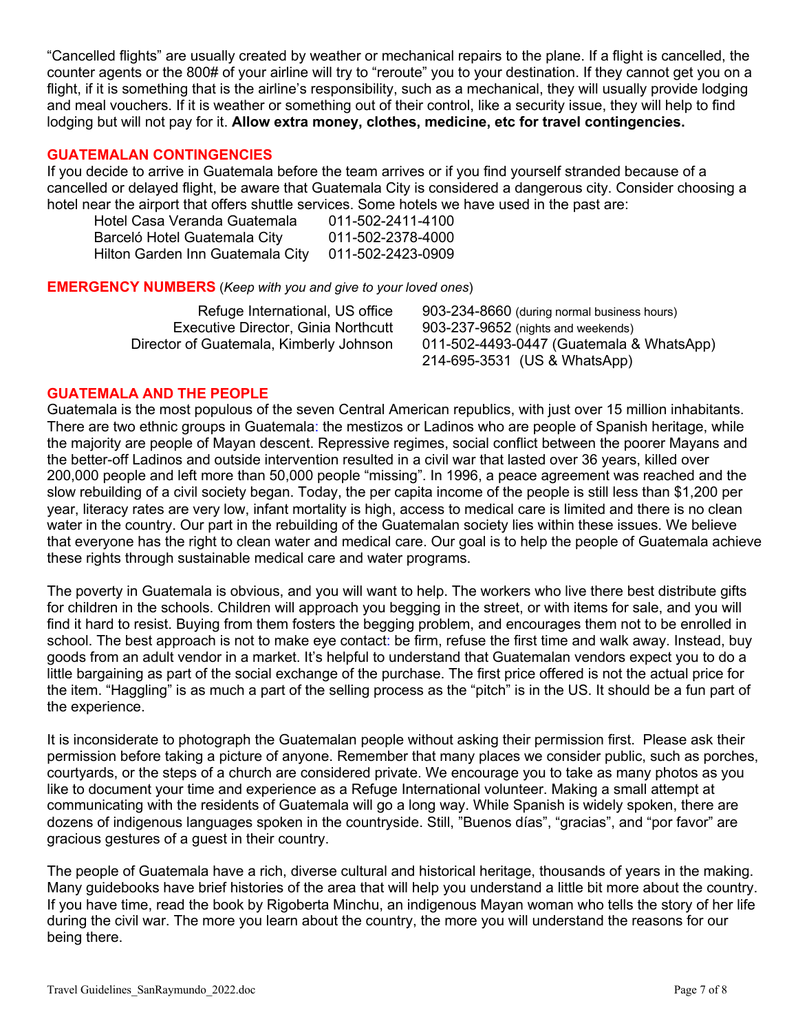"Cancelled flights" are usually created by weather or mechanical repairs to the plane. If a flight is cancelled, the counter agents or the 800# of your airline will try to "reroute" you to your destination. If they cannot get you on a flight, if it is something that is the airline's responsibility, such as a mechanical, they will usually provide lodging and meal vouchers. If it is weather or something out of their control, like a security issue, they will help to find lodging but will not pay for it. **Allow extra money, clothes, medicine, etc for travel contingencies.**

## GUATEMALAN CONTINGENCIES

If you decide to arrive in Guatemala before the team arrives or if you find yourself stranded because of a cancelled or delayed flight, be aware that Guatemala City is considered a dangerous city. Consider choosing a hotel near the airport that offers shuttle services. Some hotels we have used in the past are:

| Hotel | Phone |
|---|---|
| Hotel Casa Veranda Guatemala | 011-502-2411-4100 |
| Barceló Hotel Guatemala City | 011-502-2378-4000 |
| Hilton Garden Inn Guatemala City | 011-502-2423-0909 |

## EMERGENCY NUMBERS (*Keep with you and give to your loved ones*)

| Contact | Number |
|---|---|
| Refuge International, US office | 903-234-8660 (during normal business hours) |
| Executive Director, Ginia Northcutt | 903-237-9652 (nights and weekends) |
| Director of Guatemala, Kimberly Johnson | 011-502-4493-0447 (Guatemala & WhatsApp) |
| | 214-695-3531 (US & WhatsApp) |

## GUATEMALA AND THE PEOPLE

Guatemala is the most populous of the seven Central American republics, with just over 15 million inhabitants. There are two ethnic groups in Guatemala: the mestizos or Ladinos who are people of Spanish heritage, while the majority are people of Mayan descent. Repressive regimes, social conflict between the poorer Mayans and the better-off Ladinos and outside intervention resulted in a civil war that lasted over 36 years, killed over 200,000 people and left more than 50,000 people "missing". In 1996, a peace agreement was reached and the slow rebuilding of a civil society began. Today, the per capita income of the people is still less than $1,200 per year, literacy rates are very low, infant mortality is high, access to medical care is limited and there is no clean water in the country. Our part in the rebuilding of the Guatemalan society lies within these issues. We believe that everyone has the right to clean water and medical care. Our goal is to help the people of Guatemala achieve these rights through sustainable medical care and water programs.

The poverty in Guatemala is obvious, and you will want to help. The workers who live there best distribute gifts for children in the schools. Children will approach you begging in the street, or with items for sale, and you will find it hard to resist. Buying from them fosters the begging problem, and encourages them not to be enrolled in school. The best approach is not to make eye contact: be firm, refuse the first time and walk away. Instead, buy goods from an adult vendor in a market. It's helpful to understand that Guatemalan vendors expect you to do a little bargaining as part of the social exchange of the purchase. The first price offered is not the actual price for the item. "Haggling" is as much a part of the selling process as the "pitch" is in the US. It should be a fun part of the experience.

It is inconsiderate to photograph the Guatemalan people without asking their permission first. Please ask their permission before taking a picture of anyone. Remember that many places we consider public, such as porches, courtyards, or the steps of a church are considered private. We encourage you to take as many photos as you like to document your time and experience as a Refuge International volunteer. Making a small attempt at communicating with the residents of Guatemala will go a long way. While Spanish is widely spoken, there are dozens of indigenous languages spoken in the countryside. Still, "Buenos días", "gracias", and "por favor" are gracious gestures of a guest in their country.

The people of Guatemala have a rich, diverse cultural and historical heritage, thousands of years in the making. Many guidebooks have brief histories of the area that will help you understand a little bit more about the country. If you have time, read the book by Rigoberta Minchu, an indigenous Mayan woman who tells the story of her life during the civil war. The more you learn about the country, the more you will understand the reasons for our being there.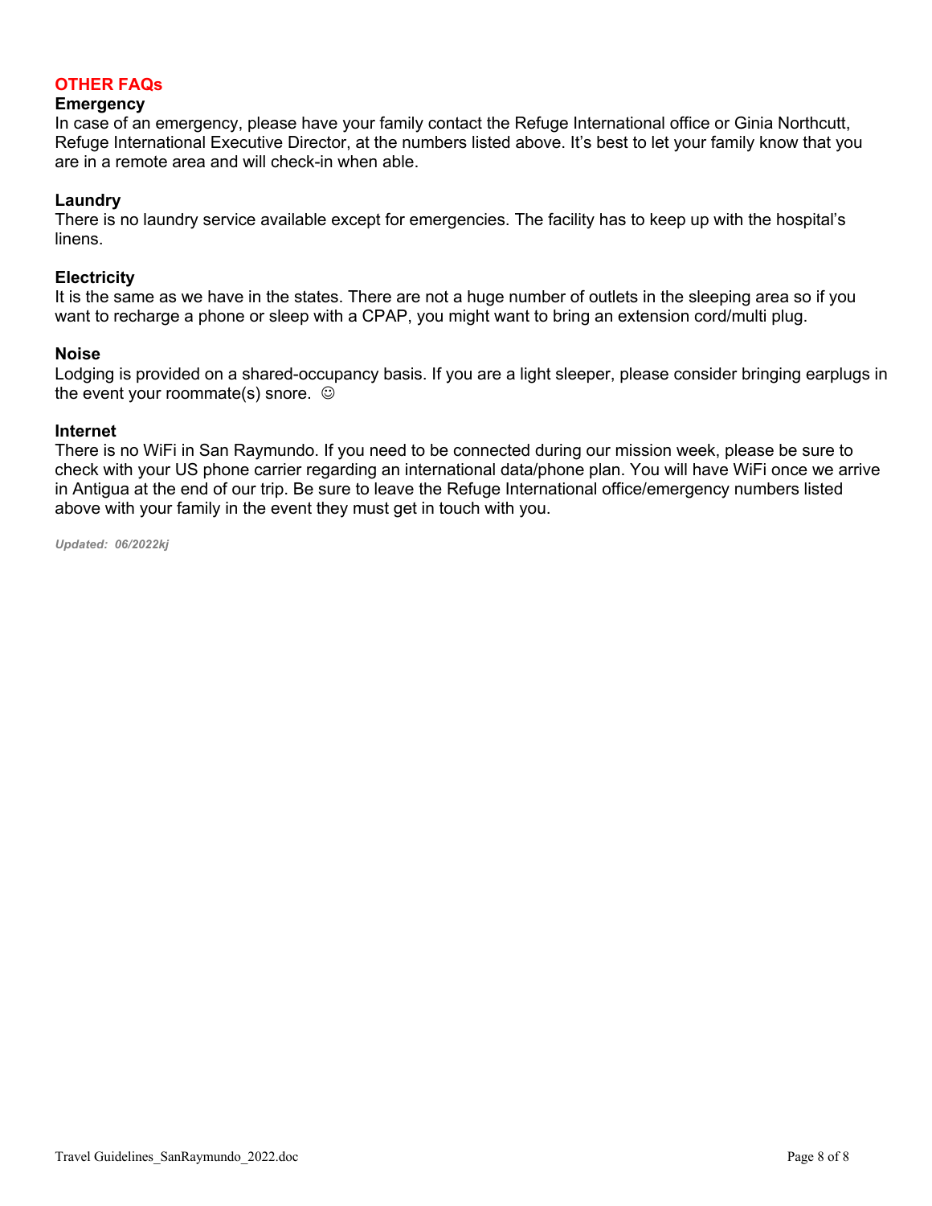## OTHER FAQs

### Emergency

In case of an emergency, please have your family contact the Refuge International office or Ginia Northcutt, Refuge International Executive Director, at the numbers listed above. It's best to let your family know that you are in a remote area and will check-in when able.

### Laundry

There is no laundry service available except for emergencies. The facility has to keep up with the hospital's linens.

### Electricity

It is the same as we have in the states. There are not a huge number of outlets in the sleeping area so if you want to recharge a phone or sleep with a CPAP, you might want to bring an extension cord/multi plug.

### Noise

Lodging is provided on a shared-occupancy basis. If you are a light sleeper, please consider bringing earplugs in the event your roommate(s) snore. ☺

### Internet

There is no WiFi in San Raymundo. If you need to be connected during our mission week, please be sure to check with your US phone carrier regarding an international data/phone plan. You will have WiFi once we arrive in Antigua at the end of our trip. Be sure to leave the Refuge International office/emergency numbers listed above with your family in the event they must get in touch with you.

***Updated: 06/2022kj***